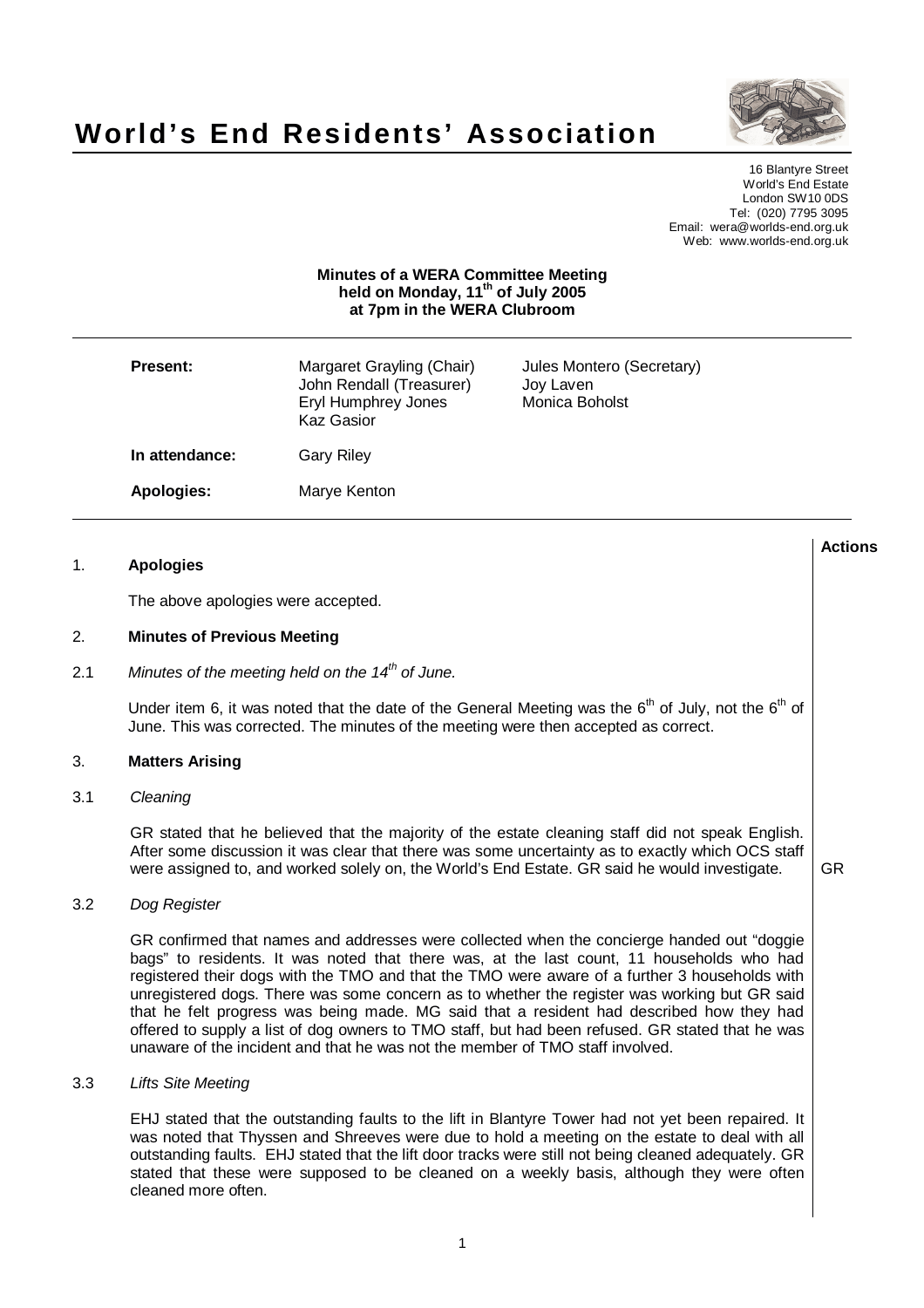# World's End Residents' Association

16 Blantyre Street
World's End Estate
London SW10 0DS
Tel: (020) 7795 3095
Email: wera@worlds-end.org.uk
Web: www.worlds-end.org.uk

**Minutes of a WERA Committee Meeting held on Monday, 11th of July 2005 at 7pm in the WERA Clubroom**

| | | |
|---|---|---|
| **Present:** | Margaret Grayling (Chair) | Jules Montero (Secretary) |
| | John Rendall (Treasurer) | Joy Laven |
| | Eryl Humphrey Jones | Monica Boholst |
| | Kaz Gasior | |
| **In attendance:** | Gary Riley | |
| **Apologies:** | Marye Kenton | |

**Actions**

## 1. Apologies

The above apologies were accepted.

## 2. Minutes of Previous Meeting

2.1 *Minutes of the meeting held on the 14th of June.*

Under item 6, it was noted that the date of the General Meeting was the 6th of July, not the 6th of June. This was corrected. The minutes of the meeting were then accepted as correct.

## 3. Matters Arising

3.1 *Cleaning*

GR stated that he believed that the majority of the estate cleaning staff did not speak English. After some discussion it was clear that there was some uncertainty as to exactly which OCS staff were assigned to, and worked solely on, the World's End Estate. GR said he would investigate. — **GR**

3.2 *Dog Register*

GR confirmed that names and addresses were collected when the concierge handed out "doggie bags" to residents. It was noted that there was, at the last count, 11 households who had registered their dogs with the TMO and that the TMO were aware of a further 3 households with unregistered dogs. There was some concern as to whether the register was working but GR said that he felt progress was being made. MG said that a resident had described how they had offered to supply a list of dog owners to TMO staff, but had been refused. GR stated that he was unaware of the incident and that he was not the member of TMO staff involved.

3.3 *Lifts Site Meeting*

EHJ stated that the outstanding faults to the lift in Blantyre Tower had not yet been repaired. It was noted that Thyssen and Shreeves were due to hold a meeting on the estate to deal with all outstanding faults. EHJ stated that the lift door tracks were still not being cleaned adequately. GR stated that these were supposed to be cleaned on a weekly basis, although they were often cleaned more often.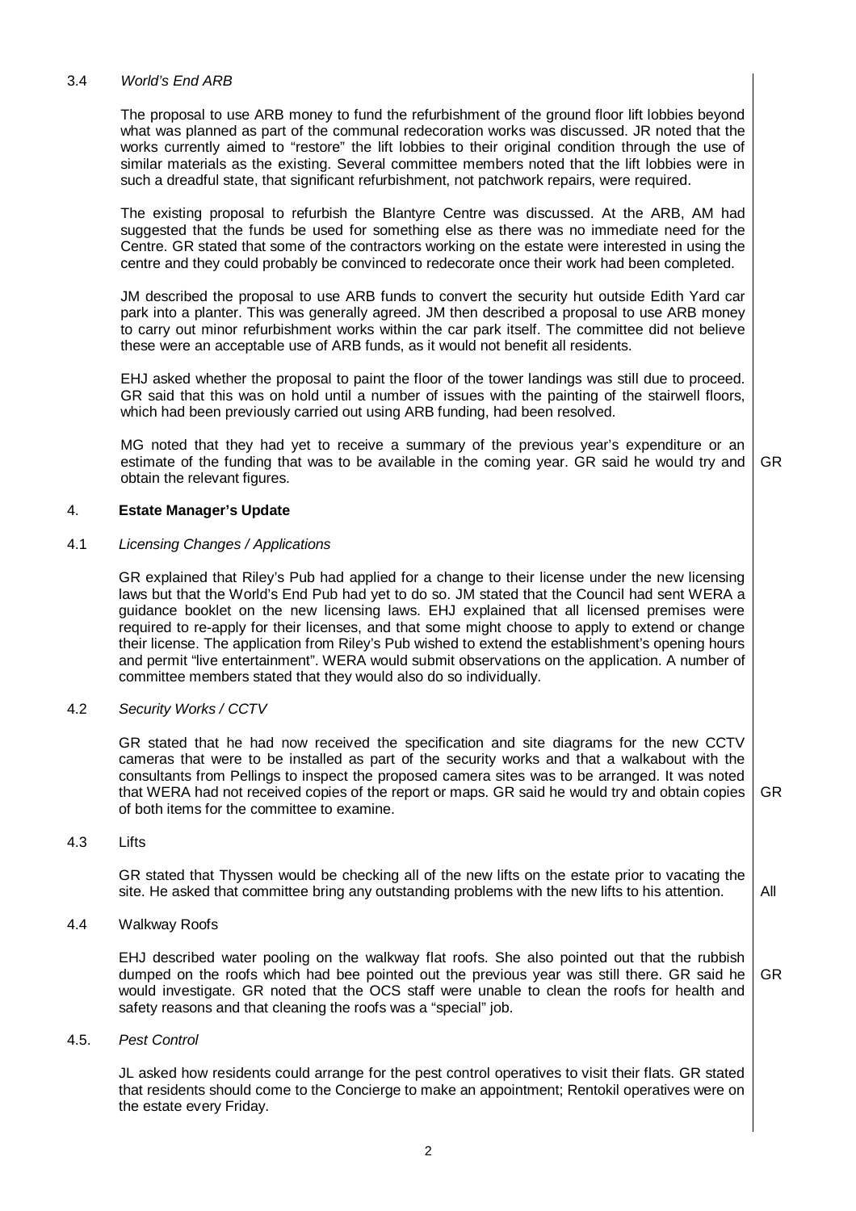3.4 *World's End ARB*

The proposal to use ARB money to fund the refurbishment of the ground floor lift lobbies beyond what was planned as part of the communal redecoration works was discussed. JR noted that the works currently aimed to "restore" the lift lobbies to their original condition through the use of similar materials as the existing. Several committee members noted that the lift lobbies were in such a dreadful state, that significant refurbishment, not patchwork repairs, were required.

The existing proposal to refurbish the Blantyre Centre was discussed. At the ARB, AM had suggested that the funds be used for something else as there was no immediate need for the Centre. GR stated that some of the contractors working on the estate were interested in using the centre and they could probably be convinced to redecorate once their work had been completed.

JM described the proposal to use ARB funds to convert the security hut outside Edith Yard car park into a planter. This was generally agreed. JM then described a proposal to use ARB money to carry out minor refurbishment works within the car park itself. The committee did not believe these were an acceptable use of ARB funds, as it would not benefit all residents.

EHJ asked whether the proposal to paint the floor of the tower landings was still due to proceed. GR said that this was on hold until a number of issues with the painting of the stairwell floors, which had been previously carried out using ARB funding, had been resolved.

MG noted that they had yet to receive a summary of the previous year's expenditure or an estimate of the funding that was to be available in the coming year. GR said he would try and obtain the relevant figures. **GR**

## 4. **Estate Manager's Update**

4.1 *Licensing Changes / Applications*

GR explained that Riley's Pub had applied for a change to their license under the new licensing laws but that the World's End Pub had yet to do so. JM stated that the Council had sent WERA a guidance booklet on the new licensing laws. EHJ explained that all licensed premises were required to re-apply for their licenses, and that some might choose to apply to extend or change their license. The application from Riley's Pub wished to extend the establishment's opening hours and permit "live entertainment". WERA would submit observations on the application. A number of committee members stated that they would also do so individually.

4.2 *Security Works / CCTV*

GR stated that he had now received the specification and site diagrams for the new CCTV cameras that were to be installed as part of the security works and that a walkabout with the consultants from Pellings to inspect the proposed camera sites was to be arranged. It was noted that WERA had not received copies of the report or maps. GR said he would try and obtain copies of both items for the committee to examine. **GR**

4.3 Lifts

GR stated that Thyssen would be checking all of the new lifts on the estate prior to vacating the site. He asked that committee bring any outstanding problems with the new lifts to his attention. **All**

4.4 Walkway Roofs

EHJ described water pooling on the walkway flat roofs. She also pointed out that the rubbish dumped on the roofs which had bee pointed out the previous year was still there. GR said he would investigate. GR noted that the OCS staff were unable to clean the roofs for health and safety reasons and that cleaning the roofs was a "special" job. **GR**

4.5. *Pest Control*

JL asked how residents could arrange for the pest control operatives to visit their flats. GR stated that residents should come to the Concierge to make an appointment; Rentokil operatives were on the estate every Friday.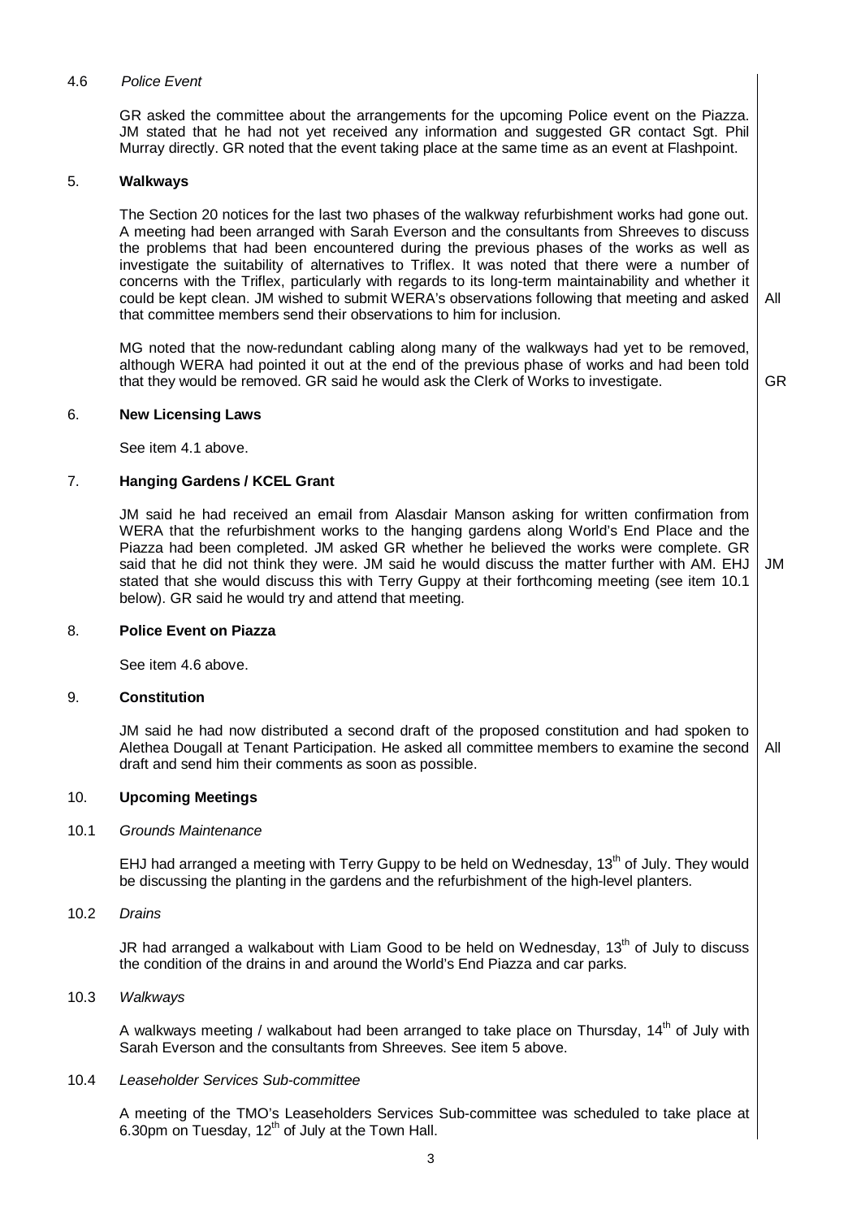#### 4.6 *Police Event*

GR asked the committee about the arrangements for the upcoming Police event on the Piazza. JM stated that he had not yet received any information and suggested GR contact Sgt. Phil Murray directly. GR noted that the event taking place at the same time as an event at Flashpoint.

### 5. **Walkways**

The Section 20 notices for the last two phases of the walkway refurbishment works had gone out. A meeting had been arranged with Sarah Everson and the consultants from Shreeves to discuss the problems that had been encountered during the previous phases of the works as well as investigate the suitability of alternatives to Triflex. It was noted that there were a number of concerns with the Triflex, particularly with regards to its long-term maintainability and whether it could be kept clean. JM wished to submit WERA's observations following that meeting and asked that committee members send their observations to him for inclusion. **All**

MG noted that the now-redundant cabling along many of the walkways had yet to be removed, although WERA had pointed it out at the end of the previous phase of works and had been told that they would be removed. GR said he would ask the Clerk of Works to investigate. **GR**

### 6. **New Licensing Laws**

See item 4.1 above.

### 7. **Hanging Gardens / KCEL Grant**

JM said he had received an email from Alasdair Manson asking for written confirmation from WERA that the refurbishment works to the hanging gardens along World's End Place and the Piazza had been completed. JM asked GR whether he believed the works were complete. GR said that he did not think they were. JM said he would discuss the matter further with AM. EHJ stated that she would discuss this with Terry Guppy at their forthcoming meeting (see item 10.1 below). GR said he would try and attend that meeting. **JM**

### 8. **Police Event on Piazza**

See item 4.6 above.

### 9. **Constitution**

JM said he had now distributed a second draft of the proposed constitution and had spoken to Alethea Dougall at Tenant Participation. He asked all committee members to examine the second draft and send him their comments as soon as possible. **All**

### 10. **Upcoming Meetings**

#### 10.1 *Grounds Maintenance*

EHJ had arranged a meeting with Terry Guppy to be held on Wednesday, 13th of July. They would be discussing the planting in the gardens and the refurbishment of the high-level planters.

#### 10.2 *Drains*

JR had arranged a walkabout with Liam Good to be held on Wednesday, 13th of July to discuss the condition of the drains in and around the World's End Piazza and car parks.

#### 10.3 *Walkways*

A walkways meeting / walkabout had been arranged to take place on Thursday, 14th of July with Sarah Everson and the consultants from Shreeves. See item 5 above.

#### 10.4 *Leaseholder Services Sub-committee*

A meeting of the TMO's Leaseholders Services Sub-committee was scheduled to take place at 6.30pm on Tuesday, 12th of July at the Town Hall.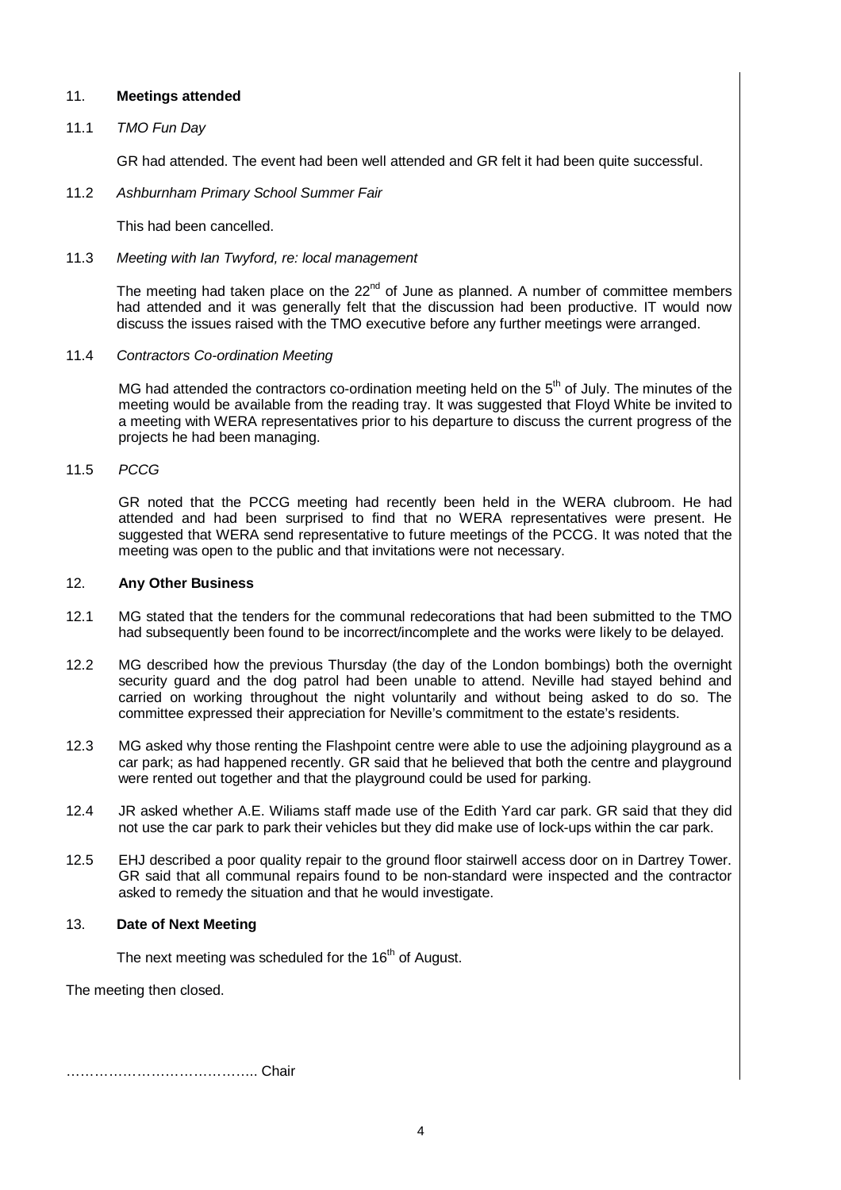## 11. **Meetings attended**

11.1 *TMO Fun Day*

GR had attended. The event had been well attended and GR felt it had been quite successful.

11.2 *Ashburnham Primary School Summer Fair*

This had been cancelled.

11.3 *Meeting with Ian Twyford, re: local management*

The meeting had taken place on the 22nd of June as planned. A number of committee members had attended and it was generally felt that the discussion had been productive. IT would now discuss the issues raised with the TMO executive before any further meetings were arranged.

11.4 *Contractors Co-ordination Meeting*

MG had attended the contractors co-ordination meeting held on the 5th of July. The minutes of the meeting would be available from the reading tray. It was suggested that Floyd White be invited to a meeting with WERA representatives prior to his departure to discuss the current progress of the projects he had been managing.

11.5 *PCCG*

GR noted that the PCCG meeting had recently been held in the WERA clubroom. He had attended and had been surprised to find that no WERA representatives were present. He suggested that WERA send representative to future meetings of the PCCG. It was noted that the meeting was open to the public and that invitations were not necessary.

## 12. **Any Other Business**

12.1 MG stated that the tenders for the communal redecorations that had been submitted to the TMO had subsequently been found to be incorrect/incomplete and the works were likely to be delayed.

12.2 MG described how the previous Thursday (the day of the London bombings) both the overnight security guard and the dog patrol had been unable to attend. Neville had stayed behind and carried on working throughout the night voluntarily and without being asked to do so. The committee expressed their appreciation for Neville's commitment to the estate's residents.

12.3 MG asked why those renting the Flashpoint centre were able to use the adjoining playground as a car park; as had happened recently. GR said that he believed that both the centre and playground were rented out together and that the playground could be used for parking.

12.4 JR asked whether A.E. Wiliams staff made use of the Edith Yard car park. GR said that they did not use the car park to park their vehicles but they did make use of lock-ups within the car park.

12.5 EHJ described a poor quality repair to the ground floor stairwell access door on in Dartrey Tower. GR said that all communal repairs found to be non-standard were inspected and the contractor asked to remedy the situation and that he would investigate.

## 13. **Date of Next Meeting**

The next meeting was scheduled for the 16th of August.

The meeting then closed.

………………………………….. Chair